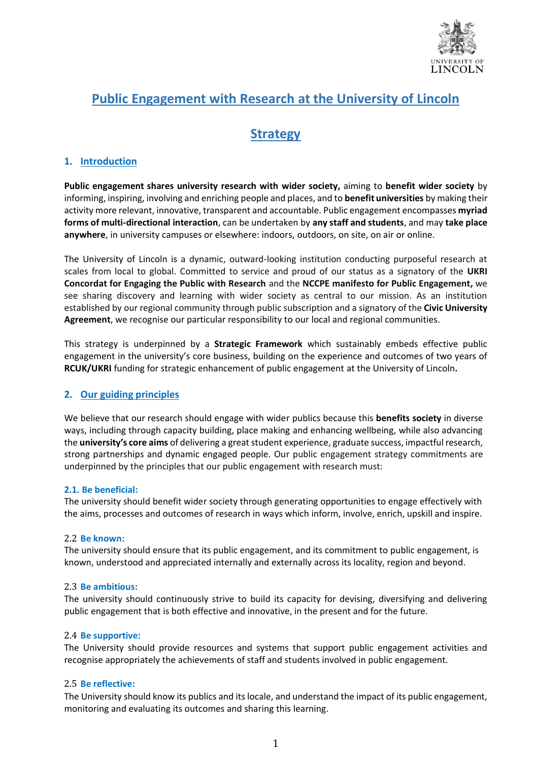# Public Engagement with Research at the University of Lincoln

# Strategy

## 1. Introduction

**Public engagement shares university research with wider society,** aiming to **benefit wider society** by informing, inspiring, involving and enriching people and places, and to **benefit universities** by making their activity more relevant, innovative, transparent and accountable. Public engagement encompasses **myriad forms of multi-directional interaction**, can be undertaken by **any staff and students**, and may **take place anywhere**, in university campuses or elsewhere: indoors, outdoors, on site, on air or online.

The University of Lincoln is a dynamic, outward-looking institution conducting purposeful research at scales from local to global. Committed to service and proud of our status as a signatory of the **UKRI Concordat for Engaging the Public with Research** and the **NCCPE manifesto for Public Engagement,** we see sharing discovery and learning with wider society as central to our mission. As an institution established by our regional community through public subscription and a signatory of the **Civic University Agreement**, we recognise our particular responsibility to our local and regional communities.

This strategy is underpinned by a **Strategic Framework** which sustainably embeds effective public engagement in the university's core business, building on the experience and outcomes of two years of **RCUK/UKRI** funding for strategic enhancement of public engagement at the University of Lincoln**.**

## 2. Our guiding principles

We believe that our research should engage with wider publics because this **benefits society** in diverse ways, including through capacity building, place making and enhancing wellbeing, while also advancing the **university's core aims** of delivering a great student experience, graduate success, impactful research, strong partnerships and dynamic engaged people. Our public engagement strategy commitments are underpinned by the principles that our public engagement with research must:

### 2.1. Be beneficial:

The university should benefit wider society through generating opportunities to engage effectively with the aims, processes and outcomes of research in ways which inform, involve, enrich, upskill and inspire.

### 2.2 Be known:

The university should ensure that its public engagement, and its commitment to public engagement, is known, understood and appreciated internally and externally across its locality, region and beyond.

### 2.3 Be ambitious:

The university should continuously strive to build its capacity for devising, diversifying and delivering public engagement that is both effective and innovative, in the present and for the future.

### 2.4 Be supportive:

The University should provide resources and systems that support public engagement activities and recognise appropriately the achievements of staff and students involved in public engagement.

### 2.5 Be reflective:

The University should know its publics and its locale, and understand the impact of its public engagement, monitoring and evaluating its outcomes and sharing this learning.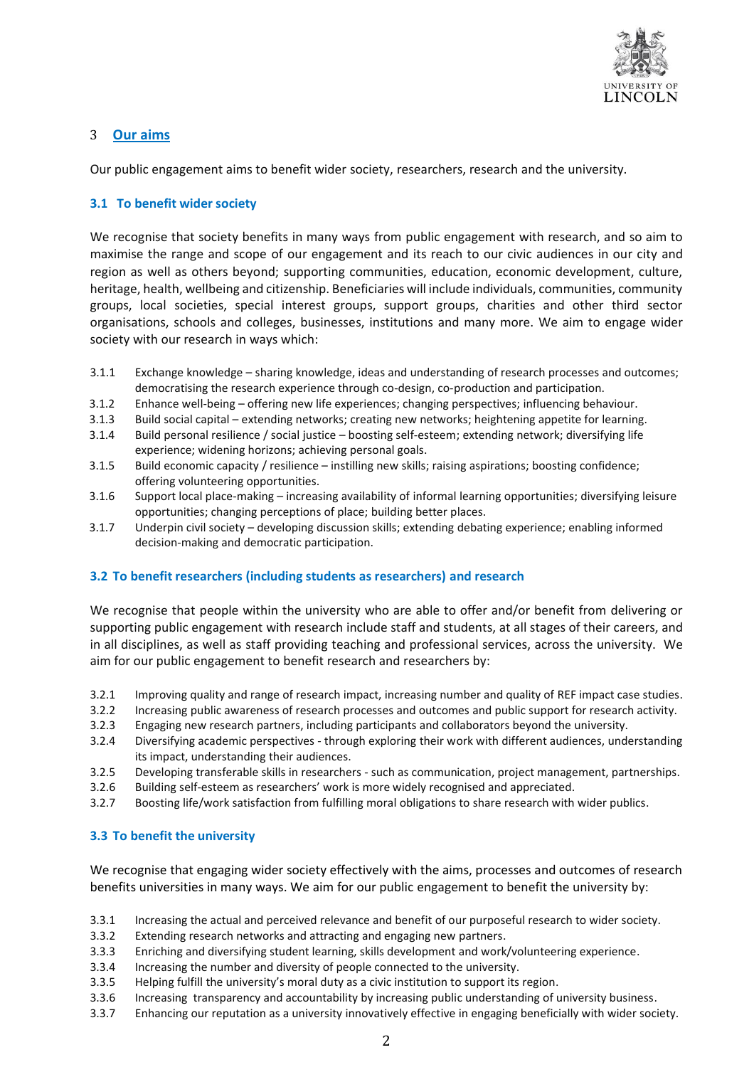## 3 Our aims

Our public engagement aims to benefit wider society, researchers, research and the university.

### 3.1 To benefit wider society

We recognise that society benefits in many ways from public engagement with research, and so aim to maximise the range and scope of our engagement and its reach to our civic audiences in our city and region as well as others beyond; supporting communities, education, economic development, culture, heritage, health, wellbeing and citizenship. Beneficiaries will include individuals, communities, community groups, local societies, special interest groups, support groups, charities and other third sector organisations, schools and colleges, businesses, institutions and many more. We aim to engage wider society with our research in ways which:

- 3.1.1 Exchange knowledge – sharing knowledge, ideas and understanding of research processes and outcomes; democratising the research experience through co-design, co-production and participation.
- 3.1.2 Enhance well-being – offering new life experiences; changing perspectives; influencing behaviour.
- 3.1.3 Build social capital – extending networks; creating new networks; heightening appetite for learning.
- 3.1.4 Build personal resilience / social justice – boosting self-esteem; extending network; diversifying life experience; widening horizons; achieving personal goals.
- 3.1.5 Build economic capacity / resilience – instilling new skills; raising aspirations; boosting confidence; offering volunteering opportunities.
- 3.1.6 Support local place-making – increasing availability of informal learning opportunities; diversifying leisure opportunities; changing perceptions of place; building better places.
- 3.1.7 Underpin civil society – developing discussion skills; extending debating experience; enabling informed decision-making and democratic participation.

### 3.2 To benefit researchers (including students as researchers) and research

We recognise that people within the university who are able to offer and/or benefit from delivering or supporting public engagement with research include staff and students, at all stages of their careers, and in all disciplines, as well as staff providing teaching and professional services, across the university. We aim for our public engagement to benefit research and researchers by:

- 3.2.1 Improving quality and range of research impact, increasing number and quality of REF impact case studies.
- 3.2.2 Increasing public awareness of research processes and outcomes and public support for research activity.
- 3.2.3 Engaging new research partners, including participants and collaborators beyond the university.
- 3.2.4 Diversifying academic perspectives - through exploring their work with different audiences, understanding its impact, understanding their audiences.
- 3.2.5 Developing transferable skills in researchers - such as communication, project management, partnerships.
- 3.2.6 Building self-esteem as researchers' work is more widely recognised and appreciated.
- 3.2.7 Boosting life/work satisfaction from fulfilling moral obligations to share research with wider publics.

### 3.3 To benefit the university

We recognise that engaging wider society effectively with the aims, processes and outcomes of research benefits universities in many ways. We aim for our public engagement to benefit the university by:

- 3.3.1 Increasing the actual and perceived relevance and benefit of our purposeful research to wider society.
- 3.3.2 Extending research networks and attracting and engaging new partners.
- 3.3.3 Enriching and diversifying student learning, skills development and work/volunteering experience.
- 3.3.4 Increasing the number and diversity of people connected to the university.
- 3.3.5 Helping fulfill the university's moral duty as a civic institution to support its region.
- 3.3.6 Increasing transparency and accountability by increasing public understanding of university business.
- 3.3.7 Enhancing our reputation as a university innovatively effective in engaging beneficially with wider society.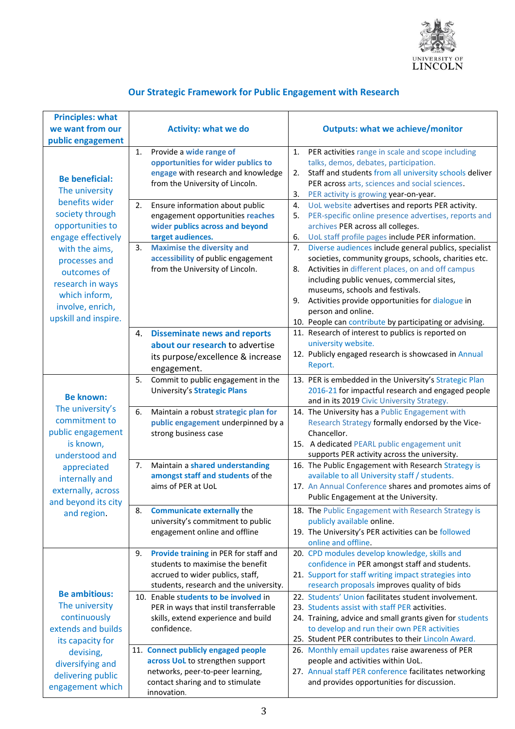## Our Strategic Framework for Public Engagement with Research

| Principles: what we want from our public engagement | Activity: what we do | Outputs: what we achieve/monitor |
|---|---|---|
| **Be beneficial:** The university benefits wider society through opportunities to engage effectively with the aims, processes and outcomes of research in ways which inform, involve, enrich, upskill and inspire. | 1. Provide a **wide range of opportunities for wider publics to engage** with research and knowledge from the University of Lincoln. | 1. PER activities range in scale and scope including talks, demos, debates, participation.<br>2. Staff and students from all university schools deliver PER across arts, sciences and social sciences.<br>3. PER activity is growing year-on-year. |
| | 2. Ensure information about public engagement opportunities **reaches wider publics across and beyond target audiences.** | 4. UoL website advertises and reports PER activity.<br>5. PER-specific online presence advertises, reports and archives PER across all colleges.<br>6. UoL staff profile pages include PER information. |
| | 3. **Maximise the diversity and accessibility** of public engagement from the University of Lincoln. | 7. Diverse audiences include general publics, specialist societies, community groups, schools, charities etc.<br>8. Activities in different places, on and off campus including public venues, commercial sites, museums, schools and festivals.<br>9. Activities provide opportunities for dialogue in person and online.<br>10. People can contribute by participating or advising. |
| | 4. **Disseminate news and reports about our research** to advertise its purpose/excellence & increase engagement. | 11. Research of interest to publics is reported on university website.<br>12. Publicly engaged research is showcased in Annual Report. |
| **Be known:** The university's commitment to public engagement is known, understood and appreciated internally and externally, across and beyond its city and region. | 5. Commit to public engagement in the University's **Strategic Plans** | 13. PER is embedded in the University's Strategic Plan 2016-21 for impactful research and engaged people and in its 2019 Civic University Strategy. |
| | 6. Maintain a robust **strategic plan for public engagement** underpinned by a strong business case | 14. The University has a Public Engagement with Research Strategy formally endorsed by the Vice-Chancellor.<br>15. A dedicated PEARL public engagement unit supports PER activity across the university. |
| | 7. Maintain a **shared understanding amongst staff and students** of the aims of PER at UoL | 16. The Public Engagement with Research Strategy is available to all University staff / students.<br>17. An Annual Conference shares and promotes aims of Public Engagement at the University. |
| | 8. **Communicate externally** the university's commitment to public engagement online and offline | 18. The Public Engagement with Research Strategy is publicly available online.<br>19. The University's PER activities can be followed online and offline. |
| **Be ambitious:** The university continuously extends and builds its capacity for devising, diversifying and delivering public engagement which | 9. **Provide training** in PER for staff and students to maximise the benefit accrued to wider publics, staff, students, research and the university. | 20. CPD modules develop knowledge, skills and confidence in PER amongst staff and students.<br>21. Support for staff writing impact strategies into research proposals improves quality of bids |
| | 10. Enable s**tudents to be involved** in PER in ways that instil transferrable skills, extend experience and build confidence. | 22. Students' Union facilitates student involvement.<br>23. Students assist with staff PER activities.<br>24. Training, advice and small grants given for students to develop and run their own PER activities<br>25. Student PER contributes to their Lincoln Award. |
| | 11. **Connect publicly engaged people across UoL** to strengthen support networks, peer-to-peer learning, contact sharing and to stimulate innovation. | 26. Monthly email updates raise awareness of PER people and activities within UoL.<br>27. Annual staff PER conference facilitates networking and provides opportunities for discussion. |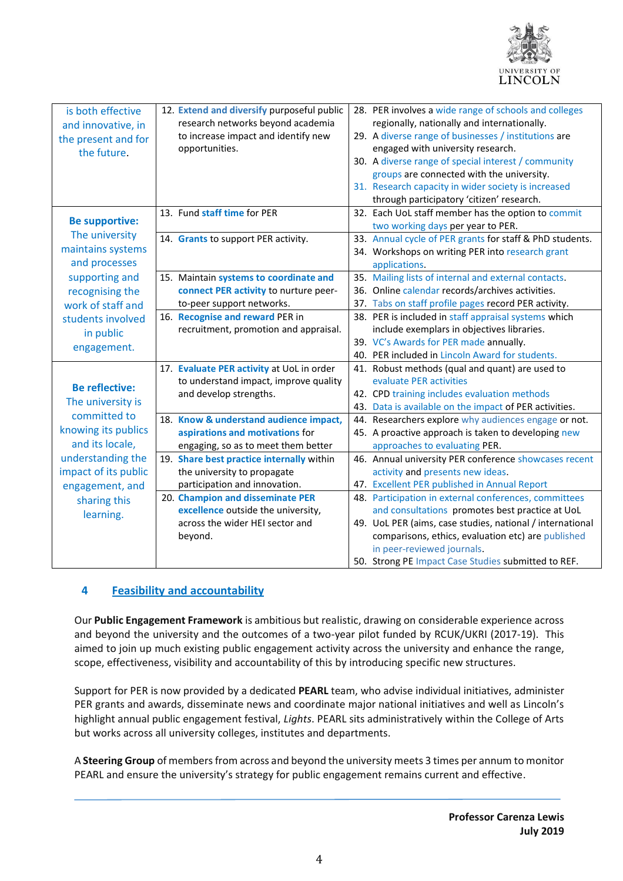| | | |
|---|---|---|
| is both effective and innovative, in the present and for the future. | 12. **Extend and diversify** purposeful public research networks beyond academia to increase impact and identify new opportunities. | 28. PER involves a wide range of schools and colleges regionally, nationally and internationally.<br>29. A diverse range of businesses / institutions are engaged with university research.<br>30. A diverse range of special interest / community groups are connected with the university.<br>31. Research capacity in wider society is increased through participatory 'citizen' research. |
| **Be supportive:** The university maintains systems and processes supporting and recognising the work of staff and students involved in public engagement. | 13. Fund **staff time** for PER | 32. Each UoL staff member has the option to commit two working days per year to PER. |
| | 14. **Grants** to support PER activity. | 33. Annual cycle of PER grants for staff & PhD students.<br>34. Workshops on writing PER into research grant applications. |
| | 15. Maintain **systems to coordinate and connect PER activity** to nurture peer-to-peer support networks. | 35. Mailing lists of internal and external contacts.<br>36. Online calendar records/archives activities.<br>37. Tabs on staff profile pages record PER activity. |
| | 16. **Recognise and reward** PER in recruitment, promotion and appraisal. | 38. PER is included in staff appraisal systems which include exemplars in objectives libraries.<br>39. VC's Awards for PER made annually.<br>40. PER included in Lincoln Award for students. |
| **Be reflective:** The university is committed to knowing its publics and its locale, understanding the impact of its public engagement, and sharing this learning. | 17. **Evaluate PER activity** at UoL in order to understand impact, improve quality and develop strengths. | 41. Robust methods (qual and quant) are used to evaluate PER activities<br>42. CPD training includes evaluation methods<br>43. Data is available on the impact of PER activities. |
| | 18. **Know & understand audience impact, aspirations and motivations** for engaging, so as to meet them better | 44. Researchers explore why audiences engage or not.<br>45. A proactive approach is taken to developing new approaches to evaluating PER. |
| | 19. **Share best practice internally** within the university to propagate participation and innovation. | 46. Annual university PER conference showcases recent activity and presents new ideas.<br>47. Excellent PER published in Annual Report |
| | 20. **Champion and disseminate PER excellence** outside the university, across the wider HEI sector and beyond. | 48. Participation in external conferences, committees and consultations promotes best practice at UoL<br>49. UoL PER (aims, case studies, national / international comparisons, ethics, evaluation etc) are published in peer-reviewed journals.<br>50. Strong PE Impact Case Studies submitted to REF. |

## 4 Feasibility and accountability

Our **Public Engagement Framework** is ambitious but realistic, drawing on considerable experience across and beyond the university and the outcomes of a two-year pilot funded by RCUK/UKRI (2017-19). This aimed to join up much existing public engagement activity across the university and enhance the range, scope, effectiveness, visibility and accountability of this by introducing specific new structures.

Support for PER is now provided by a dedicated **PEARL** team, who advise individual initiatives, administer PER grants and awards, disseminate news and coordinate major national initiatives and well as Lincoln's highlight annual public engagement festival, *Lights*. PEARL sits administratively within the College of Arts but works across all university colleges, institutes and departments.

A **Steering Group** of members from across and beyond the university meets 3 times per annum to monitor PEARL and ensure the university's strategy for public engagement remains current and effective.

**Professor Carenza Lewis**
**July 2019**